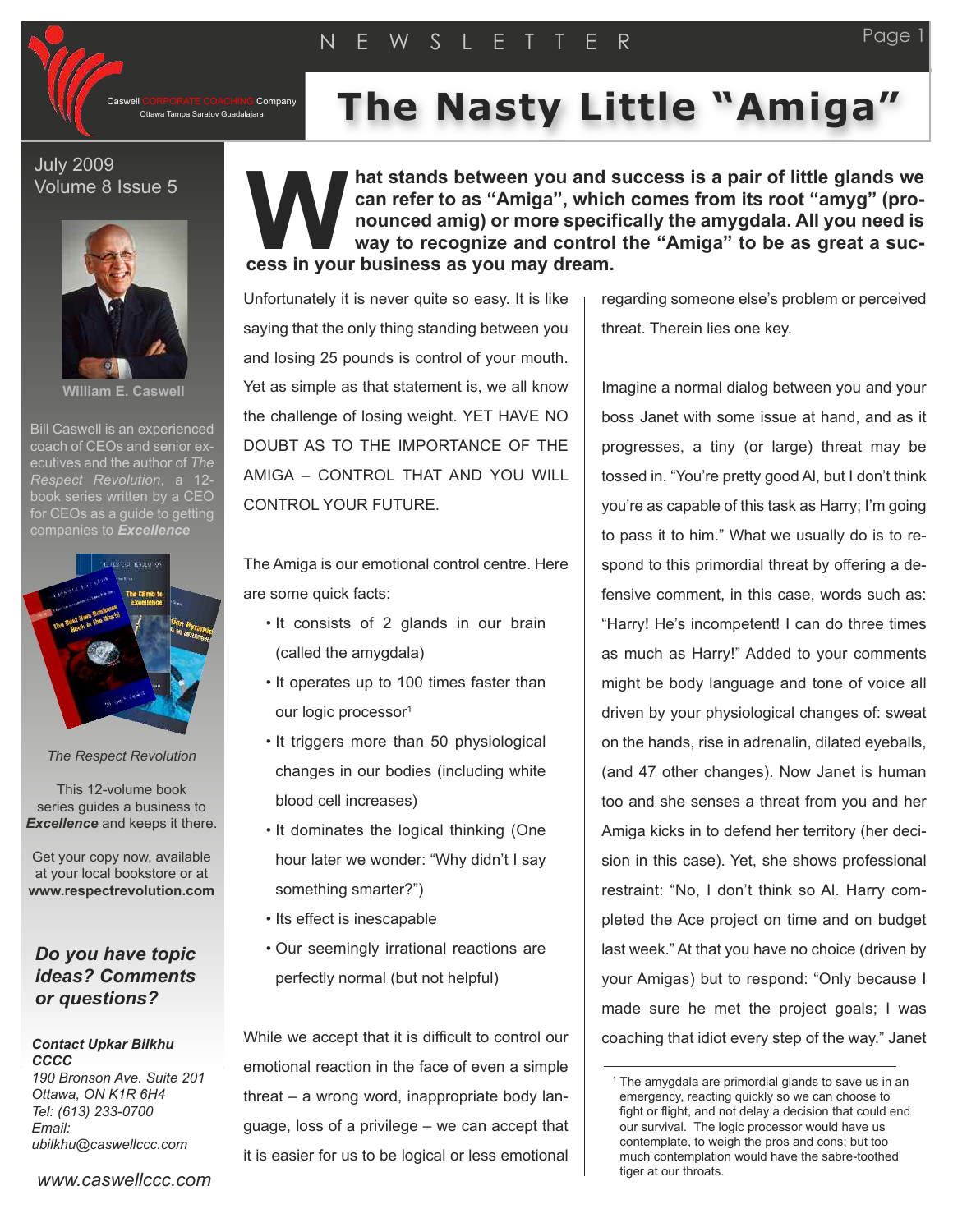# The Nasty Little "Amiga"

Caswell CORPORATE COACHING Company
Ottawa Tampa Saratov Guadalajara

July 2009
Volume 8 Issue 5

William E. Caswell

Bill Caswell is an experienced coach of CEOs and senior executives and the author of *The Respect Revolution*, a 12-book series written by a CEO for CEOs as a guide to getting companies to ***Excellence***

*The Respect Revolution*

This 12-volume book series guides a business to ***Excellence*** and keeps it there.

Get your copy now, available at your local bookstore or at **www.respectrevolution.com**

***Do you have topic ideas? Comments or questions?***

***Contact Upkar Bilkhu CCCC***
*190 Bronson Ave. Suite 201*
*Ottawa, ON K1R 6H4*
*Tel: (613) 233-0700*
*Email:*
*ubilkhu@caswellccc.com*

*www.caswellccc.com*

**What stands between you and success is a pair of little glands we can refer to as "Amiga", which comes from its root "amyg" (pronounced amig) or more specifically the amygdala. All you need is way to recognize and control the "Amiga" to be as great a success in your business as you may dream.**

Unfortunately it is never quite so easy. It is like saying that the only thing standing between you and losing 25 pounds is control of your mouth. Yet as simple as that statement is, we all know the challenge of losing weight. YET HAVE NO DOUBT AS TO THE IMPORTANCE OF THE AMIGA – CONTROL THAT AND YOU WILL CONTROL YOUR FUTURE.

The Amiga is our emotional control centre. Here are some quick facts:

- It consists of 2 glands in our brain (called the amygdala)
- It operates up to 100 times faster than our logic processor[1]
- It triggers more than 50 physiological changes in our bodies (including white blood cell increases)
- It dominates the logical thinking (One hour later we wonder: "Why didn't I say something smarter?")
- Its effect is inescapable
- Our seemingly irrational reactions are perfectly normal (but not helpful)

While we accept that it is difficult to control our emotional reaction in the face of even a simple threat – a wrong word, inappropriate body language, loss of a privilege – we can accept that it is easier for us to be logical or less emotional regarding someone else's problem or perceived threat. Therein lies one key.

Imagine a normal dialog between you and your boss Janet with some issue at hand, and as it progresses, a tiny (or large) threat may be tossed in. "You're pretty good Al, but I don't think you're as capable of this task as Harry; I'm going to pass it to him." What we usually do is to respond to this primordial threat by offering a defensive comment, in this case, words such as: "Harry! He's incompetent! I can do three times as much as Harry!" Added to your comments might be body language and tone of voice all driven by your physiological changes of: sweat on the hands, rise in adrenalin, dilated eyeballs, (and 47 other changes). Now Janet is human too and she senses a threat from you and her Amiga kicks in to defend her territory (her decision in this case). Yet, she shows professional restraint: "No, I don't think so Al. Harry completed the Ace project on time and on budget last week." At that you have no choice (driven by your Amigas) but to respond: "Only because I made sure he met the project goals; I was coaching that idiot every step of the way." Janet

[1] The amygdala are primordial glands to save us in an emergency, reacting quickly so we can choose to fight or flight, and not delay a decision that could end our survival. The logic processor would have us contemplate, to weigh the pros and cons; but too much contemplation would have the sabre-toothed tiger at our throats.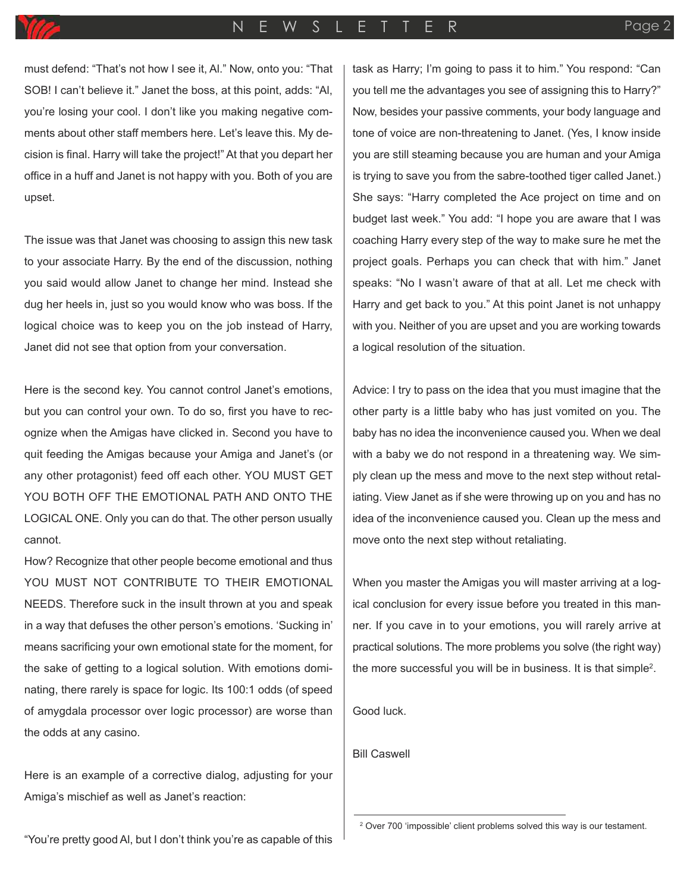must defend: "That's not how I see it, Al." Now, onto you: "That SOB! I can't believe it." Janet the boss, at this point, adds: "Al, you're losing your cool. I don't like you making negative comments about other staff members here. Let's leave this. My decision is final. Harry will take the project!" At that you depart her office in a huff and Janet is not happy with you. Both of you are upset.

The issue was that Janet was choosing to assign this new task to your associate Harry. By the end of the discussion, nothing you said would allow Janet to change her mind. Instead she dug her heels in, just so you would know who was boss. If the logical choice was to keep you on the job instead of Harry, Janet did not see that option from your conversation.

Here is the second key. You cannot control Janet's emotions, but you can control your own. To do so, first you have to recognize when the Amigas have clicked in. Second you have to quit feeding the Amigas because your Amiga and Janet's (or any other protagonist) feed off each other. YOU MUST GET YOU BOTH OFF THE EMOTIONAL PATH AND ONTO THE LOGICAL ONE. Only you can do that. The other person usually cannot.

How? Recognize that other people become emotional and thus YOU MUST NOT CONTRIBUTE TO THEIR EMOTIONAL NEEDS. Therefore suck in the insult thrown at you and speak in a way that defuses the other person's emotions. 'Sucking in' means sacrificing your own emotional state for the moment, for the sake of getting to a logical solution. With emotions dominating, there rarely is space for logic. Its 100:1 odds (of speed of amygdala processor over logic processor) are worse than the odds at any casino.

Here is an example of a corrective dialog, adjusting for your Amiga's mischief as well as Janet's reaction:

"You're pretty good Al, but I don't think you're as capable of this task as Harry; I'm going to pass it to him." You respond: "Can you tell me the advantages you see of assigning this to Harry?" Now, besides your passive comments, your body language and tone of voice are non-threatening to Janet. (Yes, I know inside you are still steaming because you are human and your Amiga is trying to save you from the sabre-toothed tiger called Janet.) She says: "Harry completed the Ace project on time and on budget last week." You add: "I hope you are aware that I was coaching Harry every step of the way to make sure he met the project goals. Perhaps you can check that with him." Janet speaks: "No I wasn't aware of that at all. Let me check with Harry and get back to you." At this point Janet is not unhappy with you. Neither of you are upset and you are working towards a logical resolution of the situation.

Advice: I try to pass on the idea that you must imagine that the other party is a little baby who has just vomited on you. The baby has no idea the inconvenience caused you. When we deal with a baby we do not respond in a threatening way. We simply clean up the mess and move to the next step without retaliating. View Janet as if she were throwing up on you and has no idea of the inconvenience caused you. Clean up the mess and move onto the next step without retaliating.

When you master the Amigas you will master arriving at a logical conclusion for every issue before you treated in this manner. If you cave in to your emotions, you will rarely arrive at practical solutions. The more problems you solve (the right way) the more successful you will be in business. It is that simple[2].

Good luck.

Bill Caswell

---

[2] Over 700 'impossible' client problems solved this way is our testament.